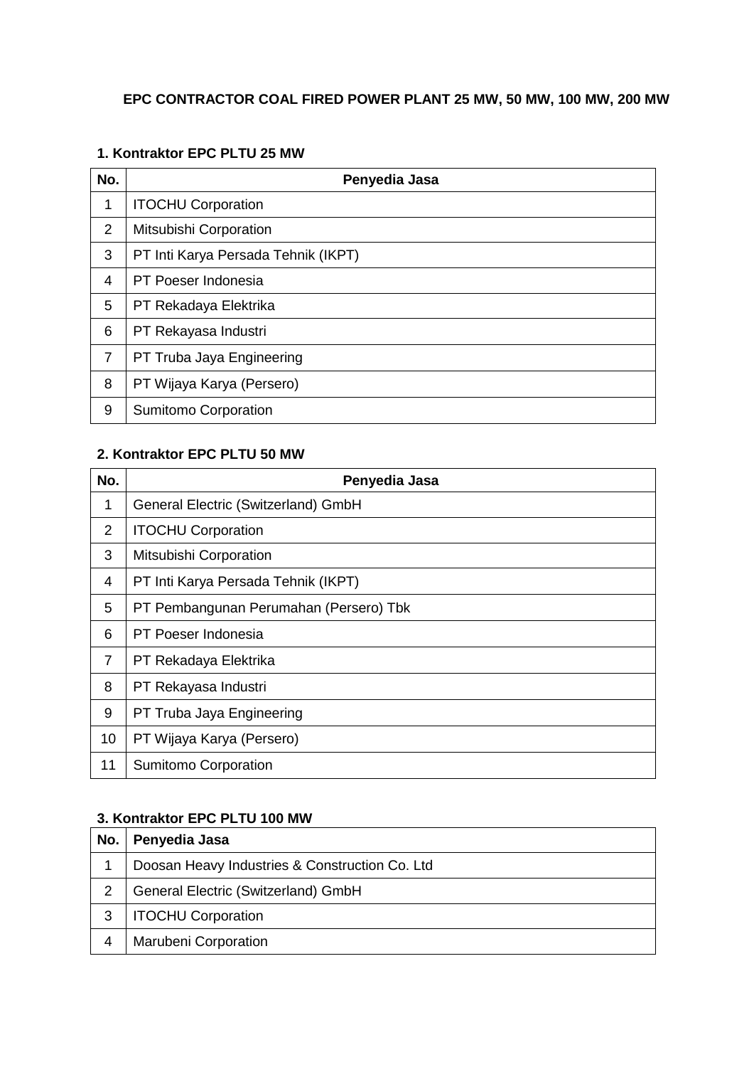# EPC CONTRACTOR COAL FIRED POWER PLANT 25 MW, 50 MW, 100 MW, 200 MW

## 1. Kontraktor EPC PLTU 25 MW

| No. | Penyedia Jasa |
|---|---|
| 1 | ITOCHU Corporation |
| 2 | Mitsubishi Corporation |
| 3 | PT Inti Karya Persada Tehnik (IKPT) |
| 4 | PT Poeser Indonesia |
| 5 | PT Rekadaya Elektrika |
| 6 | PT Rekayasa Industri |
| 7 | PT Truba Jaya Engineering |
| 8 | PT Wijaya Karya (Persero) |
| 9 | Sumitomo Corporation |

## 2. Kontraktor EPC PLTU 50 MW

| No. | Penyedia Jasa |
|---|---|
| 1 | General Electric (Switzerland) GmbH |
| 2 | ITOCHU Corporation |
| 3 | Mitsubishi Corporation |
| 4 | PT Inti Karya Persada Tehnik (IKPT) |
| 5 | PT Pembangunan Perumahan (Persero) Tbk |
| 6 | PT Poeser Indonesia |
| 7 | PT Rekadaya Elektrika |
| 8 | PT Rekayasa Industri |
| 9 | PT Truba Jaya Engineering |
| 10 | PT Wijaya Karya (Persero) |
| 11 | Sumitomo Corporation |

## 3. Kontraktor EPC PLTU 100 MW

| No. | Penyedia Jasa |
|---|---|
| 1 | Doosan Heavy Industries & Construction Co. Ltd |
| 2 | General Electric (Switzerland) GmbH |
| 3 | ITOCHU Corporation |
| 4 | Marubeni Corporation |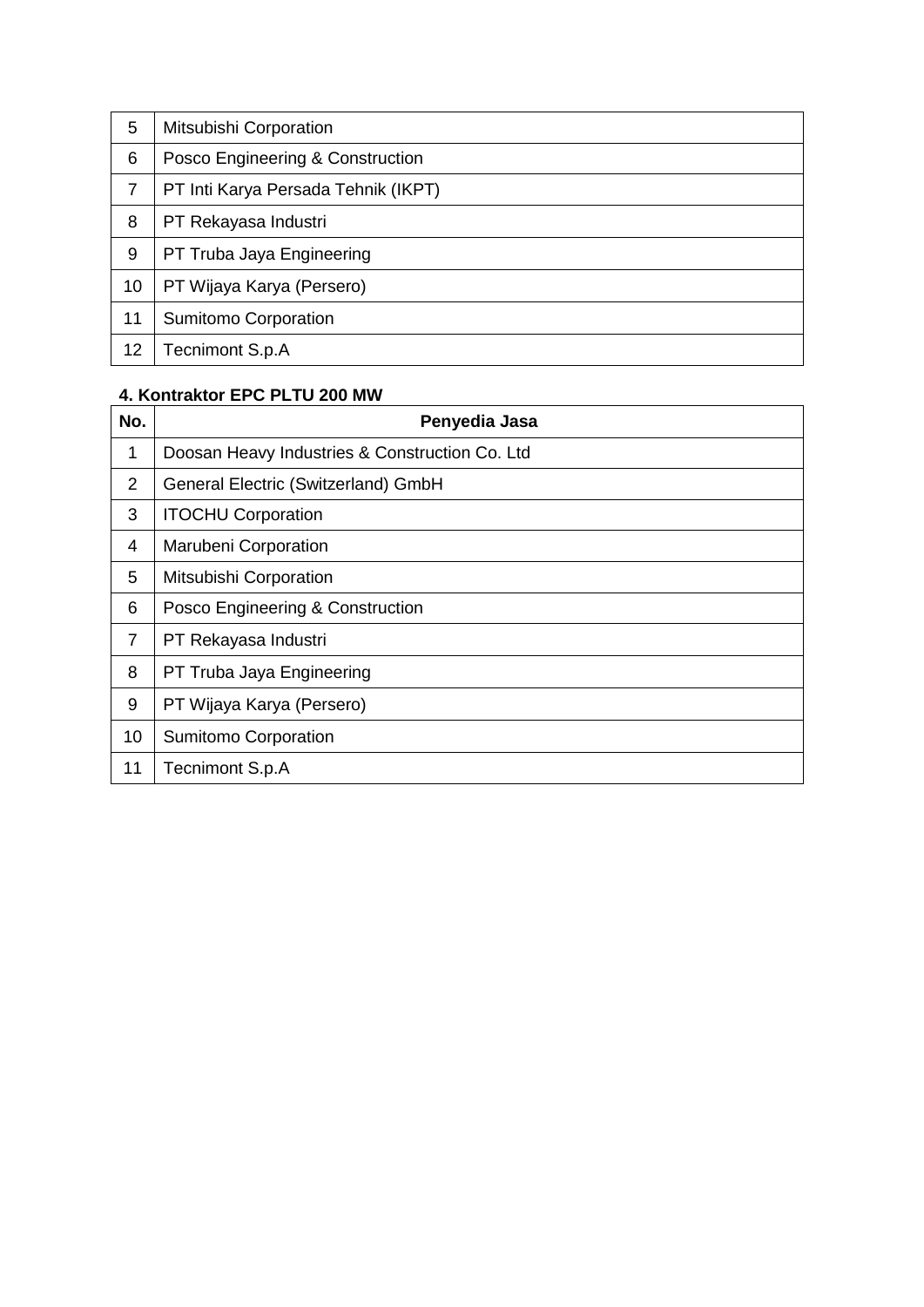| | |
|---|---|
| 5 | Mitsubishi Corporation |
| 6 | Posco Engineering & Construction |
| 7 | PT Inti Karya Persada Tehnik (IKPT) |
| 8 | PT Rekayasa Industri |
| 9 | PT Truba Jaya Engineering |
| 10 | PT Wijaya Karya (Persero) |
| 11 | Sumitomo Corporation |
| 12 | Tecnimont S.p.A |

**4. Kontraktor EPC PLTU 200 MW**

| No. | Penyedia Jasa |
|---|---|
| 1 | Doosan Heavy Industries & Construction Co. Ltd |
| 2 | General Electric (Switzerland) GmbH |
| 3 | ITOCHU Corporation |
| 4 | Marubeni Corporation |
| 5 | Mitsubishi Corporation |
| 6 | Posco Engineering & Construction |
| 7 | PT Rekayasa Industri |
| 8 | PT Truba Jaya Engineering |
| 9 | PT Wijaya Karya (Persero) |
| 10 | Sumitomo Corporation |
| 11 | Tecnimont S.p.A |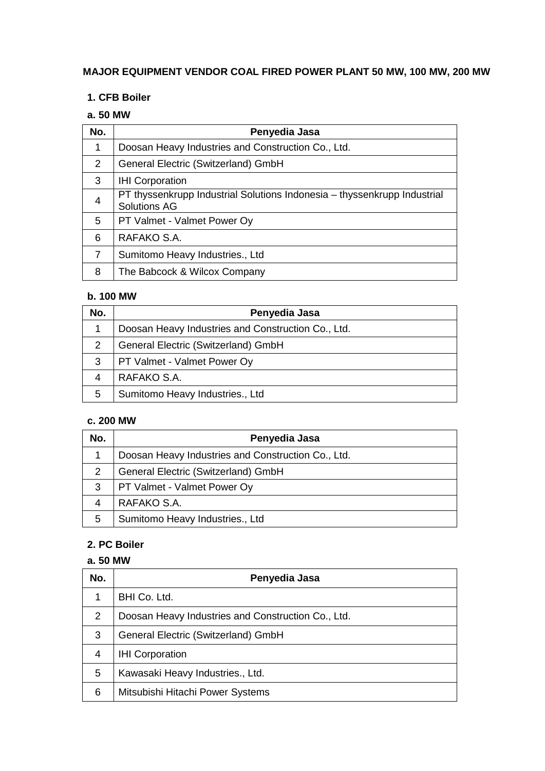# MAJOR EQUIPMENT VENDOR COAL FIRED POWER PLANT 50 MW, 100 MW, 200 MW

## 1. CFB Boiler

### a. 50 MW

| No. | Penyedia Jasa |
|---|---|
| 1 | Doosan Heavy Industries and Construction Co., Ltd. |
| 2 | General Electric (Switzerland) GmbH |
| 3 | IHI Corporation |
| 4 | PT thyssenkrupp Industrial Solutions Indonesia – thyssenkrupp Industrial Solutions AG |
| 5 | PT Valmet - Valmet Power Oy |
| 6 | RAFAKO S.A. |
| 7 | Sumitomo Heavy Industries., Ltd |
| 8 | The Babcock & Wilcox Company |

### b. 100 MW

| No. | Penyedia Jasa |
|---|---|
| 1 | Doosan Heavy Industries and Construction Co., Ltd. |
| 2 | General Electric (Switzerland) GmbH |
| 3 | PT Valmet - Valmet Power Oy |
| 4 | RAFAKO S.A. |
| 5 | Sumitomo Heavy Industries., Ltd |

### c. 200 MW

| No. | Penyedia Jasa |
|---|---|
| 1 | Doosan Heavy Industries and Construction Co., Ltd. |
| 2 | General Electric (Switzerland) GmbH |
| 3 | PT Valmet - Valmet Power Oy |
| 4 | RAFAKO S.A. |
| 5 | Sumitomo Heavy Industries., Ltd |

## 2. PC Boiler

### a. 50 MW

| No. | Penyedia Jasa |
|---|---|
| 1 | BHI Co. Ltd. |
| 2 | Doosan Heavy Industries and Construction Co., Ltd. |
| 3 | General Electric (Switzerland) GmbH |
| 4 | IHI Corporation |
| 5 | Kawasaki Heavy Industries., Ltd. |
| 6 | Mitsubishi Hitachi Power Systems |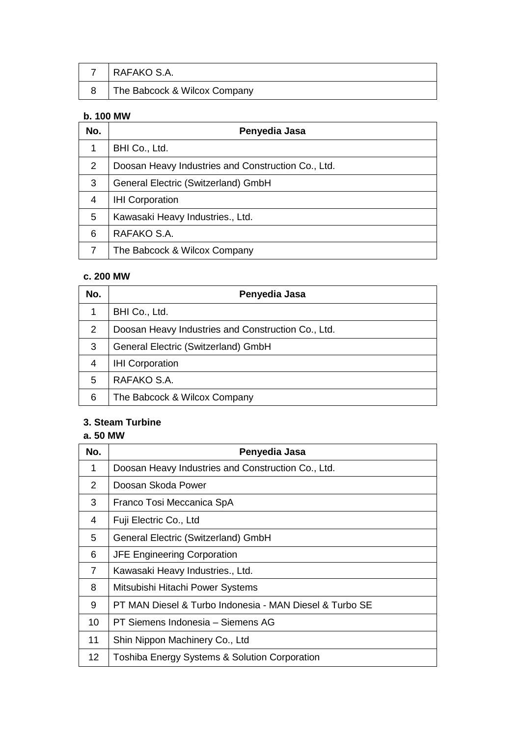| 7 | RAFAKO S.A. |
|---|---|
| 8 | The Babcock & Wilcox Company |

**b. 100 MW**

| No. | Penyedia Jasa |
|---|---|
| 1 | BHI Co., Ltd. |
| 2 | Doosan Heavy Industries and Construction Co., Ltd. |
| 3 | General Electric (Switzerland) GmbH |
| 4 | IHI Corporation |
| 5 | Kawasaki Heavy Industries., Ltd. |
| 6 | RAFAKO S.A. |
| 7 | The Babcock & Wilcox Company |

**c. 200 MW**

| No. | Penyedia Jasa |
|---|---|
| 1 | BHI Co., Ltd. |
| 2 | Doosan Heavy Industries and Construction Co., Ltd. |
| 3 | General Electric (Switzerland) GmbH |
| 4 | IHI Corporation |
| 5 | RAFAKO S.A. |
| 6 | The Babcock & Wilcox Company |

**3. Steam Turbine**

**a. 50 MW**

| No. | Penyedia Jasa |
|---|---|
| 1 | Doosan Heavy Industries and Construction Co., Ltd. |
| 2 | Doosan Skoda Power |
| 3 | Franco Tosi Meccanica SpA |
| 4 | Fuji Electric Co., Ltd |
| 5 | General Electric (Switzerland) GmbH |
| 6 | JFE Engineering Corporation |
| 7 | Kawasaki Heavy Industries., Ltd. |
| 8 | Mitsubishi Hitachi Power Systems |
| 9 | PT MAN Diesel & Turbo Indonesia - MAN Diesel & Turbo SE |
| 10 | PT Siemens Indonesia – Siemens AG |
| 11 | Shin Nippon Machinery Co., Ltd |
| 12 | Toshiba Energy Systems & Solution Corporation |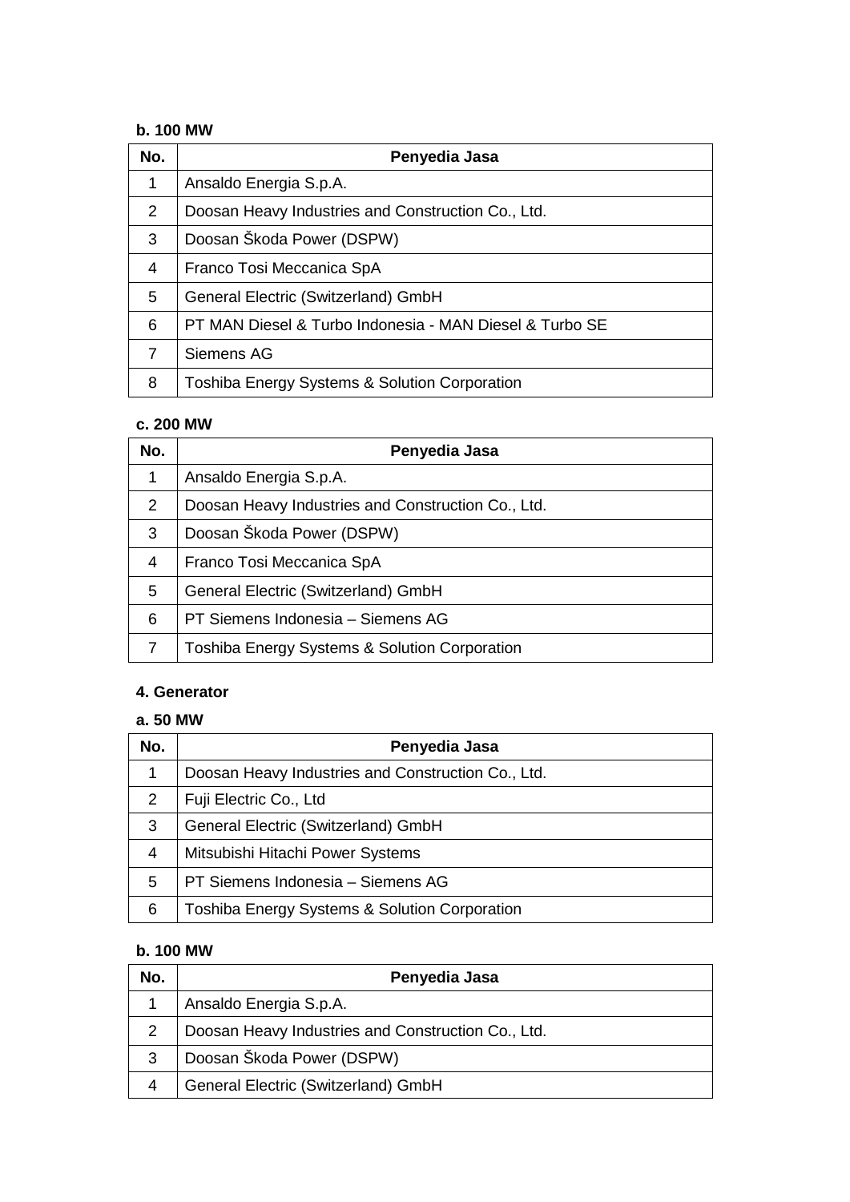**b. 100 MW**

| No. | Penyedia Jasa |
|---|---|
| 1 | Ansaldo Energia S.p.A. |
| 2 | Doosan Heavy Industries and Construction Co., Ltd. |
| 3 | Doosan Škoda Power (DSPW) |
| 4 | Franco Tosi Meccanica SpA |
| 5 | General Electric (Switzerland) GmbH |
| 6 | PT MAN Diesel & Turbo Indonesia - MAN Diesel & Turbo SE |
| 7 | Siemens AG |
| 8 | Toshiba Energy Systems & Solution Corporation |

**c. 200 MW**

| No. | Penyedia Jasa |
|---|---|
| 1 | Ansaldo Energia S.p.A. |
| 2 | Doosan Heavy Industries and Construction Co., Ltd. |
| 3 | Doosan Škoda Power (DSPW) |
| 4 | Franco Tosi Meccanica SpA |
| 5 | General Electric (Switzerland) GmbH |
| 6 | PT Siemens Indonesia – Siemens AG |
| 7 | Toshiba Energy Systems & Solution Corporation |

**4. Generator**

**a. 50 MW**

| No. | Penyedia Jasa |
|---|---|
| 1 | Doosan Heavy Industries and Construction Co., Ltd. |
| 2 | Fuji Electric Co., Ltd |
| 3 | General Electric (Switzerland) GmbH |
| 4 | Mitsubishi Hitachi Power Systems |
| 5 | PT Siemens Indonesia – Siemens AG |
| 6 | Toshiba Energy Systems & Solution Corporation |

**b. 100 MW**

| No. | Penyedia Jasa |
|---|---|
| 1 | Ansaldo Energia S.p.A. |
| 2 | Doosan Heavy Industries and Construction Co., Ltd. |
| 3 | Doosan Škoda Power (DSPW) |
| 4 | General Electric (Switzerland) GmbH |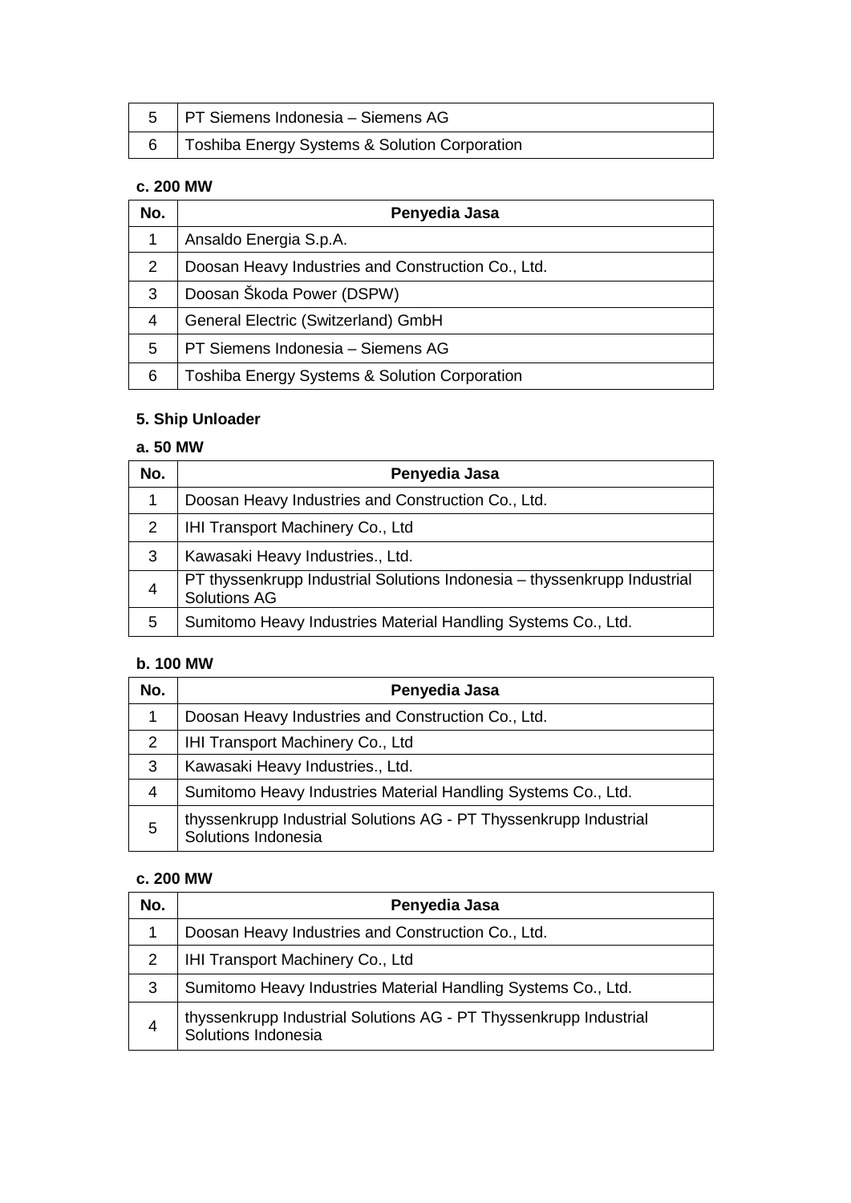| 5 | PT Siemens Indonesia – Siemens AG |
|---|---|
| 6 | Toshiba Energy Systems & Solution Corporation |

**c. 200 MW**

| No. | Penyedia Jasa |
|---|---|
| 1 | Ansaldo Energia S.p.A. |
| 2 | Doosan Heavy Industries and Construction Co., Ltd. |
| 3 | Doosan Škoda Power (DSPW) |
| 4 | General Electric (Switzerland) GmbH |
| 5 | PT Siemens Indonesia – Siemens AG |
| 6 | Toshiba Energy Systems & Solution Corporation |

**5. Ship Unloader**

**a. 50 MW**

| No. | Penyedia Jasa |
|---|---|
| 1 | Doosan Heavy Industries and Construction Co., Ltd. |
| 2 | IHI Transport Machinery Co., Ltd |
| 3 | Kawasaki Heavy Industries., Ltd. |
| 4 | PT thyssenkrupp Industrial Solutions Indonesia – thyssenkrupp Industrial Solutions AG |
| 5 | Sumitomo Heavy Industries Material Handling Systems Co., Ltd. |

**b. 100 MW**

| No. | Penyedia Jasa |
|---|---|
| 1 | Doosan Heavy Industries and Construction Co., Ltd. |
| 2 | IHI Transport Machinery Co., Ltd |
| 3 | Kawasaki Heavy Industries., Ltd. |
| 4 | Sumitomo Heavy Industries Material Handling Systems Co., Ltd. |
| 5 | thyssenkrupp Industrial Solutions AG - PT Thyssenkrupp Industrial Solutions Indonesia |

**c. 200 MW**

| No. | Penyedia Jasa |
|---|---|
| 1 | Doosan Heavy Industries and Construction Co., Ltd. |
| 2 | IHI Transport Machinery Co., Ltd |
| 3 | Sumitomo Heavy Industries Material Handling Systems Co., Ltd. |
| 4 | thyssenkrupp Industrial Solutions AG - PT Thyssenkrupp Industrial Solutions Indonesia |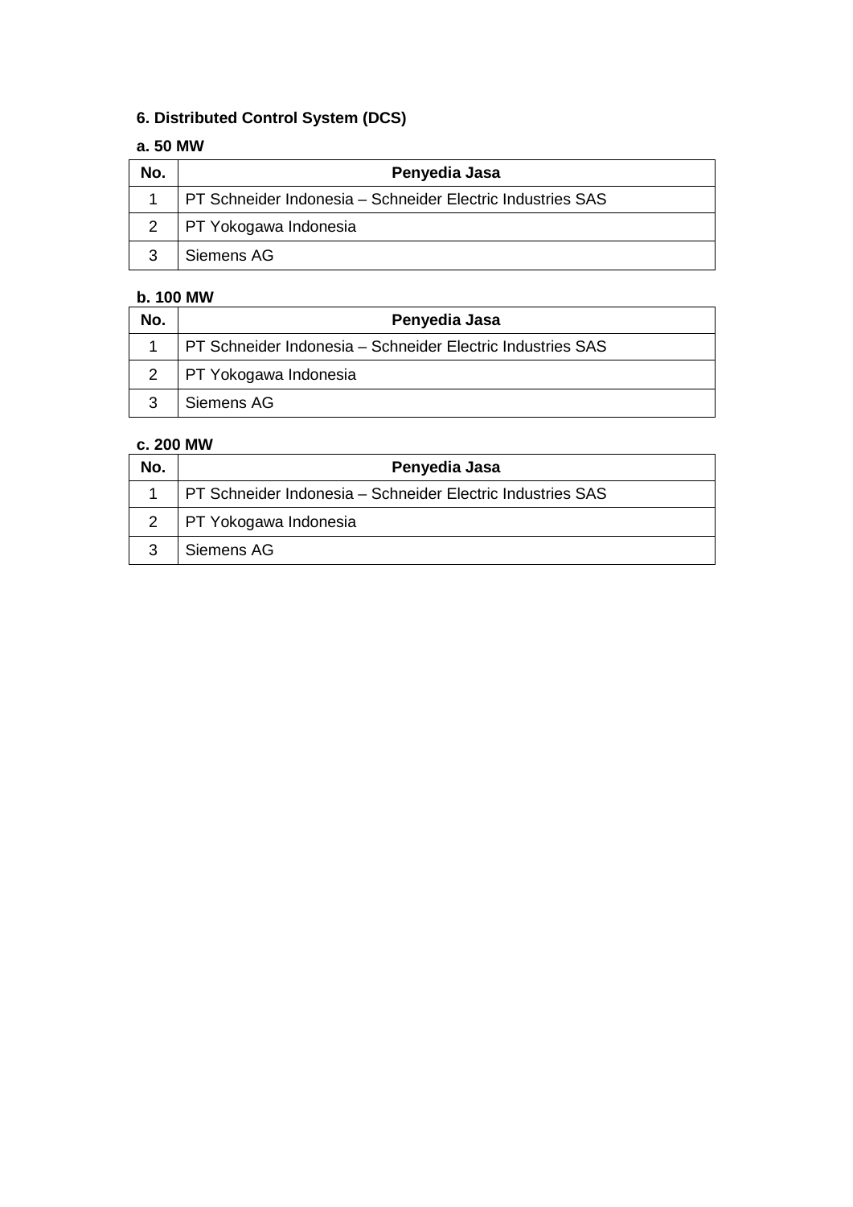**6. Distributed Control System (DCS)**

**a. 50 MW**

| No. | Penyedia Jasa |
|---|---|
| 1 | PT Schneider Indonesia – Schneider Electric Industries SAS |
| 2 | PT Yokogawa Indonesia |
| 3 | Siemens AG |

**b. 100 MW**

| No. | Penyedia Jasa |
|---|---|
| 1 | PT Schneider Indonesia – Schneider Electric Industries SAS |
| 2 | PT Yokogawa Indonesia |
| 3 | Siemens AG |

**c. 200 MW**

| No. | Penyedia Jasa |
|---|---|
| 1 | PT Schneider Indonesia – Schneider Electric Industries SAS |
| 2 | PT Yokogawa Indonesia |
| 3 | Siemens AG |